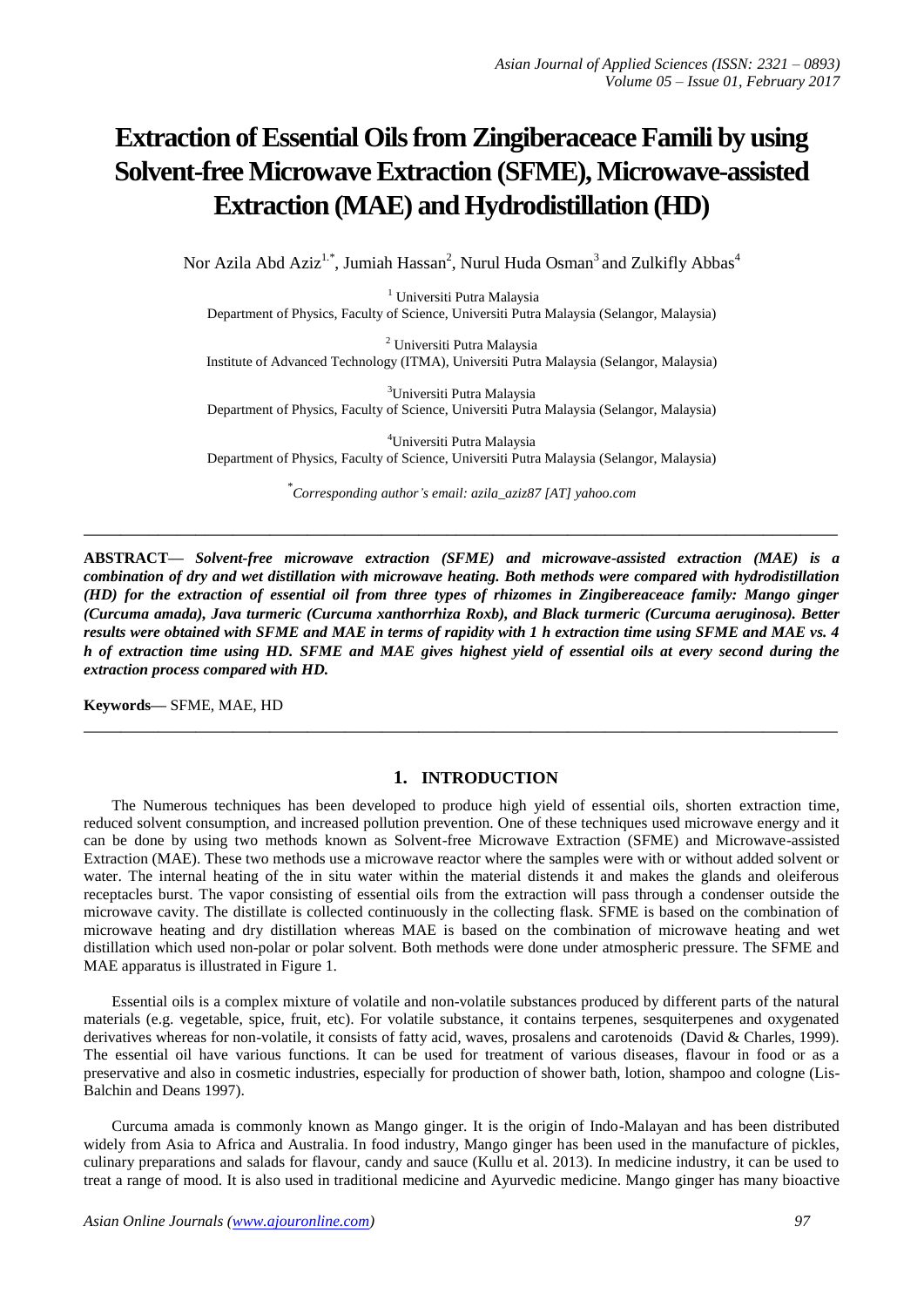# Extraction of Essential Oils from Zingiberaceace Famili by using Solvent-free Microwave Extraction (SFME), Microwave-assisted Extraction (MAE) and Hydrodistillation (HD)

Nor Azila Abd Aziz[1,*], Jumiah Hassan[2], Nurul Huda Osman[3] and Zulkifly Abbas[4]

[1] Universiti Putra Malaysia
Department of Physics, Faculty of Science, Universiti Putra Malaysia (Selangor, Malaysia)

[2] Universiti Putra Malaysia
Institute of Advanced Technology (ITMA), Universiti Putra Malaysia (Selangor, Malaysia)

[3] Universiti Putra Malaysia
Department of Physics, Faculty of Science, Universiti Putra Malaysia (Selangor, Malaysia)

[4] Universiti Putra Malaysia
Department of Physics, Faculty of Science, Universiti Putra Malaysia (Selangor, Malaysia)

[*] *Corresponding author's email: azila_aziz87 [AT] yahoo.com*

---

**ABSTRACT—** ***Solvent-free microwave extraction (SFME) and microwave-assisted extraction (MAE) is a combination of dry and wet distillation with microwave heating. Both methods were compared with hydrodistillation (HD) for the extraction of essential oil from three types of rhizomes in Zingibereaceace family: Mango ginger (Curcuma amada), Java turmeric (Curcuma xanthorrhiza Roxb), and Black turmeric (Curcuma aeruginosa). Better results were obtained with SFME and MAE in terms of rapidity with 1 h extraction time using SFME and MAE vs. 4 h of extraction time using HD. SFME and MAE gives highest yield of essential oils at every second during the extraction process compared with HD.***

**Keywords—** SFME, MAE, HD

---

## 1. INTRODUCTION

The Numerous techniques has been developed to produce high yield of essential oils, shorten extraction time, reduced solvent consumption, and increased pollution prevention. One of these techniques used microwave energy and it can be done by using two methods known as Solvent-free Microwave Extraction (SFME) and Microwave-assisted Extraction (MAE). These two methods use a microwave reactor where the samples were with or without added solvent or water. The internal heating of the in situ water within the material distends it and makes the glands and oleiferous receptacles burst. The vapor consisting of essential oils from the extraction will pass through a condenser outside the microwave cavity. The distillate is collected continuously in the collecting flask. SFME is based on the combination of microwave heating and dry distillation whereas MAE is based on the combination of microwave heating and wet distillation which used non-polar or polar solvent. Both methods were done under atmospheric pressure. The SFME and MAE apparatus is illustrated in Figure 1.

Essential oils is a complex mixture of volatile and non-volatile substances produced by different parts of the natural materials (e.g. vegetable, spice, fruit, etc). For volatile substance, it contains terpenes, sesquiterpenes and oxygenated derivatives whereas for non-volatile, it consists of fatty acid, waves, prosalens and carotenoids (David & Charles, 1999). The essential oil have various functions. It can be used for treatment of various diseases, flavour in food or as a preservative and also in cosmetic industries, especially for production of shower bath, lotion, shampoo and cologne (Lis-Balchin and Deans 1997).

Curcuma amada is commonly known as Mango ginger. It is the origin of Indo-Malayan and has been distributed widely from Asia to Africa and Australia. In food industry, Mango ginger has been used in the manufacture of pickles, culinary preparations and salads for flavour, candy and sauce (Kullu et al. 2013). In medicine industry, it can be used to treat a range of mood. It is also used in traditional medicine and Ayurvedic medicine. Mango ginger has many bioactive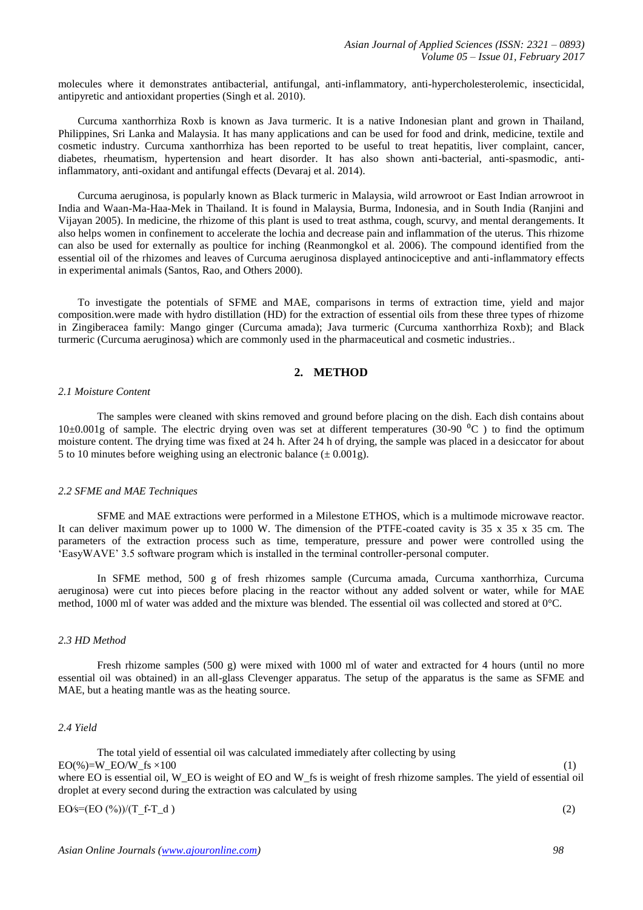molecules where it demonstrates antibacterial, antifungal, anti-inflammatory, anti-hypercholesterolemic, insecticidal, antipyretic and antioxidant properties (Singh et al. 2010).

Curcuma xanthorrhiza Roxb is known as Java turmeric. It is a native Indonesian plant and grown in Thailand, Philippines, Sri Lanka and Malaysia. It has many applications and can be used for food and drink, medicine, textile and cosmetic industry. Curcuma xanthorrhiza has been reported to be useful to treat hepatitis, liver complaint, cancer, diabetes, rheumatism, hypertension and heart disorder. It has also shown anti-bacterial, anti-spasmodic, anti-inflammatory, anti-oxidant and antifungal effects (Devaraj et al. 2014).

Curcuma aeruginosa, is popularly known as Black turmeric in Malaysia, wild arrowroot or East Indian arrowroot in India and Waan-Ma-Haa-Mek in Thailand. It is found in Malaysia, Burma, Indonesia, and in South India (Ranjini and Vijayan 2005). In medicine, the rhizome of this plant is used to treat asthma, cough, scurvy, and mental derangements. It also helps women in confinement to accelerate the lochia and decrease pain and inflammation of the uterus. This rhizome can also be used for externally as poultice for inching (Reanmongkol et al. 2006). The compound identified from the essential oil of the rhizomes and leaves of Curcuma aeruginosa displayed antinociceptive and anti-inflammatory effects in experimental animals (Santos, Rao, and Others 2000).

To investigate the potentials of SFME and MAE, comparisons in terms of extraction time, yield and major composition.were made with hydro distillation (HD) for the extraction of essential oils from these three types of rhizome in Zingiberacea family: Mango ginger (Curcuma amada); Java turmeric (Curcuma xanthorrhiza Roxb); and Black turmeric (Curcuma aeruginosa) which are commonly used in the pharmaceutical and cosmetic industries..

## 2. METHOD

### *2.1 Moisture Content*

The samples were cleaned with skins removed and ground before placing on the dish. Each dish contains about 10±0.001g of sample. The electric drying oven was set at different temperatures (30-90 $^0$C ) to find the optimum moisture content. The drying time was fixed at 24 h. After 24 h of drying, the sample was placed in a desiccator for about 5 to 10 minutes before weighing using an electronic balance (± 0.001g).

### *2.2 SFME and MAE Techniques*

SFME and MAE extractions were performed in a Milestone ETHOS, which is a multimode microwave reactor. It can deliver maximum power up to 1000 W. The dimension of the PTFE-coated cavity is 35 x 35 x 35 cm. The parameters of the extraction process such as time, temperature, pressure and power were controlled using the 'EasyWAVE' 3.5 software program which is installed in the terminal controller-personal computer.

In SFME method, 500 g of fresh rhizomes sample (Curcuma amada, Curcuma xanthorrhiza, Curcuma aeruginosa) were cut into pieces before placing in the reactor without any added solvent or water, while for MAE method, 1000 ml of water was added and the mixture was blended. The essential oil was collected and stored at 0°C.

### *2.3 HD Method*

Fresh rhizome samples (500 g) were mixed with 1000 ml of water and extracted for 4 hours (until no more essential oil was obtained) in an all-glass Clevenger apparatus. The setup of the apparatus is the same as SFME and MAE, but a heating mantle was as the heating source.

### *2.4 Yield*

The total yield of essential oil was calculated immediately after collecting by using

$$EO(\%) = W_{EO}/W_{fs} \times 100 \quad (1)$$

where EO is essential oil, $W_{EO}$ is weight of EO and $W_{fs}$ is weight of fresh rhizome samples. The yield of essential oil droplet at every second during the extraction was calculated by using

$$EO/s = (EO\,(\%))/(T_f - T_d) \quad (2)$$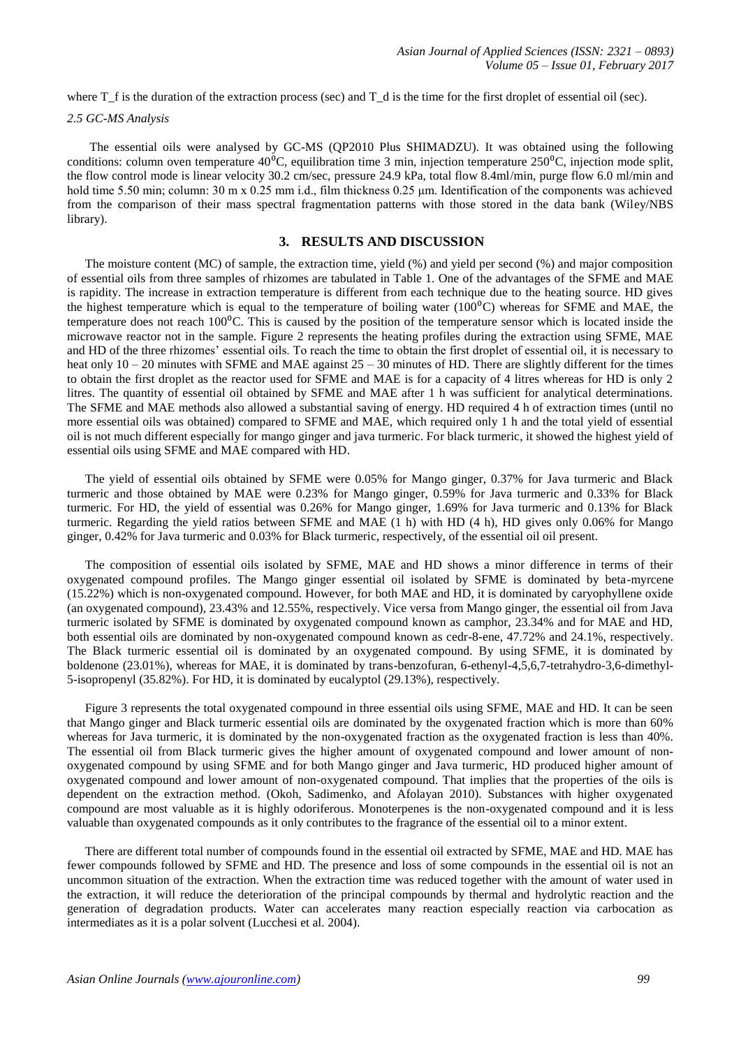where T_f is the duration of the extraction process (sec) and T_d is the time for the first droplet of essential oil (sec).

### *2.5 GC-MS Analysis*

The essential oils were analysed by GC-MS (QP2010 Plus SHIMADZU). It was obtained using the following conditions: column oven temperature $40^0$C, equilibration time 3 min, injection temperature $250^0$C, injection mode split, the flow control mode is linear velocity 30.2 cm/sec, pressure 24.9 kPa, total flow 8.4ml/min, purge flow 6.0 ml/min and hold time 5.50 min; column: 30 m x 0.25 mm i.d., film thickness 0.25 μm. Identification of the components was achieved from the comparison of their mass spectral fragmentation patterns with those stored in the data bank (Wiley/NBS library).

## 3. RESULTS AND DISCUSSION

The moisture content (MC) of sample, the extraction time, yield (%) and yield per second (%) and major composition of essential oils from three samples of rhizomes are tabulated in Table 1. One of the advantages of the SFME and MAE is rapidity. The increase in extraction temperature is different from each technique due to the heating source. HD gives the highest temperature which is equal to the temperature of boiling water ($100^0$C) whereas for SFME and MAE, the temperature does not reach $100^0$C. This is caused by the position of the temperature sensor which is located inside the microwave reactor not in the sample. Figure 2 represents the heating profiles during the extraction using SFME, MAE and HD of the three rhizomes' essential oils. To reach the time to obtain the first droplet of essential oil, it is necessary to heat only 10 – 20 minutes with SFME and MAE against 25 – 30 minutes of HD. There are slightly different for the times to obtain the first droplet as the reactor used for SFME and MAE is for a capacity of 4 litres whereas for HD is only 2 litres. The quantity of essential oil obtained by SFME and MAE after 1 h was sufficient for analytical determinations. The SFME and MAE methods also allowed a substantial saving of energy. HD required 4 h of extraction times (until no more essential oils was obtained) compared to SFME and MAE, which required only 1 h and the total yield of essential oil is not much different especially for mango ginger and java turmeric. For black turmeric, it showed the highest yield of essential oils using SFME and MAE compared with HD.

The yield of essential oils obtained by SFME were 0.05% for Mango ginger, 0.37% for Java turmeric and Black turmeric and those obtained by MAE were 0.23% for Mango ginger, 0.59% for Java turmeric and 0.33% for Black turmeric. For HD, the yield of essential was 0.26% for Mango ginger, 1.69% for Java turmeric and 0.13% for Black turmeric. Regarding the yield ratios between SFME and MAE (1 h) with HD (4 h), HD gives only 0.06% for Mango ginger, 0.42% for Java turmeric and 0.03% for Black turmeric, respectively, of the essential oil oil present.

The composition of essential oils isolated by SFME, MAE and HD shows a minor difference in terms of their oxygenated compound profiles. The Mango ginger essential oil isolated by SFME is dominated by beta-myrcene (15.22%) which is non-oxygenated compound. However, for both MAE and HD, it is dominated by caryophyllene oxide (an oxygenated compound), 23.43% and 12.55%, respectively. Vice versa from Mango ginger, the essential oil from Java turmeric isolated by SFME is dominated by oxygenated compound known as camphor, 23.34% and for MAE and HD, both essential oils are dominated by non-oxygenated compound known as cedr-8-ene, 47.72% and 24.1%, respectively. The Black turmeric essential oil is dominated by an oxygenated compound. By using SFME, it is dominated by boldenone (23.01%), whereas for MAE, it is dominated by trans-benzofuran, 6-ethenyl-4,5,6,7-tetrahydro-3,6-dimethyl-5-isopropenyl (35.82%). For HD, it is dominated by eucalyptol (29.13%), respectively.

Figure 3 represents the total oxygenated compound in three essential oils using SFME, MAE and HD. It can be seen that Mango ginger and Black turmeric essential oils are dominated by the oxygenated fraction which is more than 60% whereas for Java turmeric, it is dominated by the non-oxygenated fraction as the oxygenated fraction is less than 40%. The essential oil from Black turmeric gives the higher amount of oxygenated compound and lower amount of non-oxygenated compound by using SFME and for both Mango ginger and Java turmeric, HD produced higher amount of oxygenated compound and lower amount of non-oxygenated compound. That implies that the properties of the oils is dependent on the extraction method. (Okoh, Sadimenko, and Afolayan 2010). Substances with higher oxygenated compound are most valuable as it is highly odoriferous. Monoterpenes is the non-oxygenated compound and it is less valuable than oxygenated compounds as it only contributes to the fragrance of the essential oil to a minor extent.

There are different total number of compounds found in the essential oil extracted by SFME, MAE and HD. MAE has fewer compounds followed by SFME and HD. The presence and loss of some compounds in the essential oil is not an uncommon situation of the extraction. When the extraction time was reduced together with the amount of water used in the extraction, it will reduce the deterioration of the principal compounds by thermal and hydrolytic reaction and the generation of degradation products. Water can accelerates many reaction especially reaction via carbocation as intermediates as it is a polar solvent (Lucchesi et al. 2004).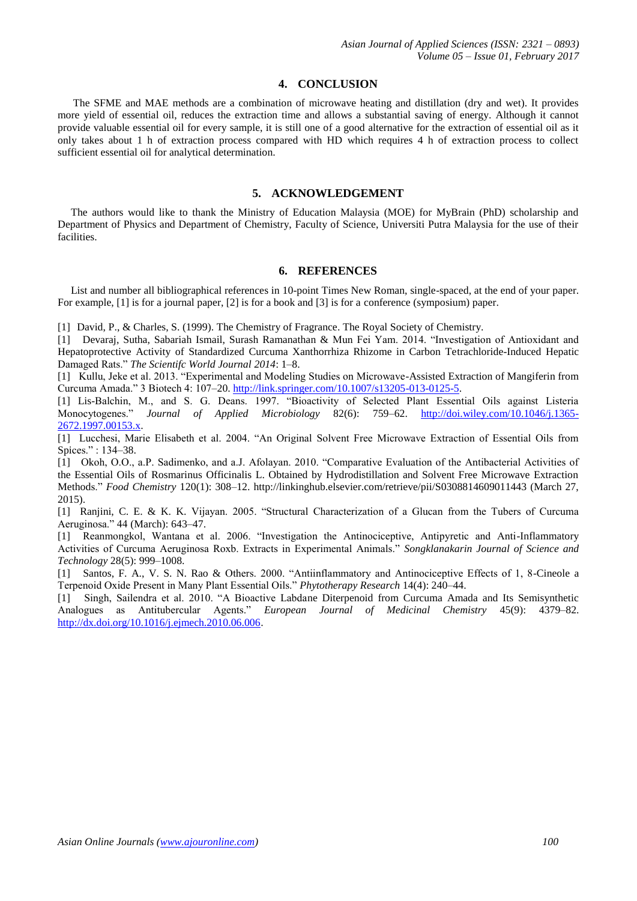## 4. CONCLUSION

The SFME and MAE methods are a combination of microwave heating and distillation (dry and wet). It provides more yield of essential oil, reduces the extraction time and allows a substantial saving of energy. Although it cannot provide valuable essential oil for every sample, it is still one of a good alternative for the extraction of essential oil as it only takes about 1 h of extraction process compared with HD which requires 4 h of extraction process to collect sufficient essential oil for analytical determination.

## 5. ACKNOWLEDGEMENT

The authors would like to thank the Ministry of Education Malaysia (MOE) for MyBrain (PhD) scholarship and Department of Physics and Department of Chemistry, Faculty of Science, Universiti Putra Malaysia for the use of their facilities.

## 6. REFERENCES

List and number all bibliographical references in 10-point Times New Roman, single-spaced, at the end of your paper. For example, [1] is for a journal paper, [2] is for a book and [3] is for a conference (symposium) paper.

[1] David, P., & Charles, S. (1999). The Chemistry of Fragrance. The Royal Society of Chemistry.

[1] Devaraj, Sutha, Sabariah Ismail, Surash Ramanathan & Mun Fei Yam. 2014. "Investigation of Antioxidant and Hepatoprotective Activity of Standardized Curcuma Xanthorrhiza Rhizome in Carbon Tetrachloride-Induced Hepatic Damaged Rats." *The Scientifc World Journal 2014*: 1–8.

[1] Kullu, Jeke et al. 2013. "Experimental and Modeling Studies on Microwave-Assisted Extraction of Mangiferin from Curcuma Amada." 3 Biotech 4: 107–20. http://link.springer.com/10.1007/s13205-013-0125-5.

[1] Lis-Balchin, M., and S. G. Deans. 1997. "Bioactivity of Selected Plant Essential Oils against Listeria Monocytogenes." *Journal of Applied Microbiology* 82(6): 759–62. http://doi.wiley.com/10.1046/j.1365-2672.1997.00153.x.

[1] Lucchesi, Marie Elisabeth et al. 2004. "An Original Solvent Free Microwave Extraction of Essential Oils from Spices." : 134–38.

[1] Okoh, O.O., a.P. Sadimenko, and a.J. Afolayan. 2010. "Comparative Evaluation of the Antibacterial Activities of the Essential Oils of Rosmarinus Officinalis L. Obtained by Hydrodistillation and Solvent Free Microwave Extraction Methods." *Food Chemistry* 120(1): 308–12. http://linkinghub.elsevier.com/retrieve/pii/S0308814609011443 (March 27, 2015).

[1] Ranjini, C. E. & K. K. Vijayan. 2005. "Structural Characterization of a Glucan from the Tubers of Curcuma Aeruginosa." 44 (March): 643–47.

[1] Reanmongkol, Wantana et al. 2006. "Investigation the Antinociceptive, Antipyretic and Anti-Inflammatory Activities of Curcuma Aeruginosa Roxb. Extracts in Experimental Animals." *Songklanakarin Journal of Science and Technology* 28(5): 999–1008.

[1] Santos, F. A., V. S. N. Rao & Others. 2000. "Antiinflammatory and Antinociceptive Effects of 1, 8-Cineole a Terpenoid Oxide Present in Many Plant Essential Oils." *Phytotherapy Research* 14(4): 240–44.

[1] Singh, Sailendra et al. 2010. "A Bioactive Labdane Diterpenoid from Curcuma Amada and Its Semisynthetic Analogues as Antitubercular Agents." *European Journal of Medicinal Chemistry* 45(9): 4379–82. http://dx.doi.org/10.1016/j.ejmech.2010.06.006.